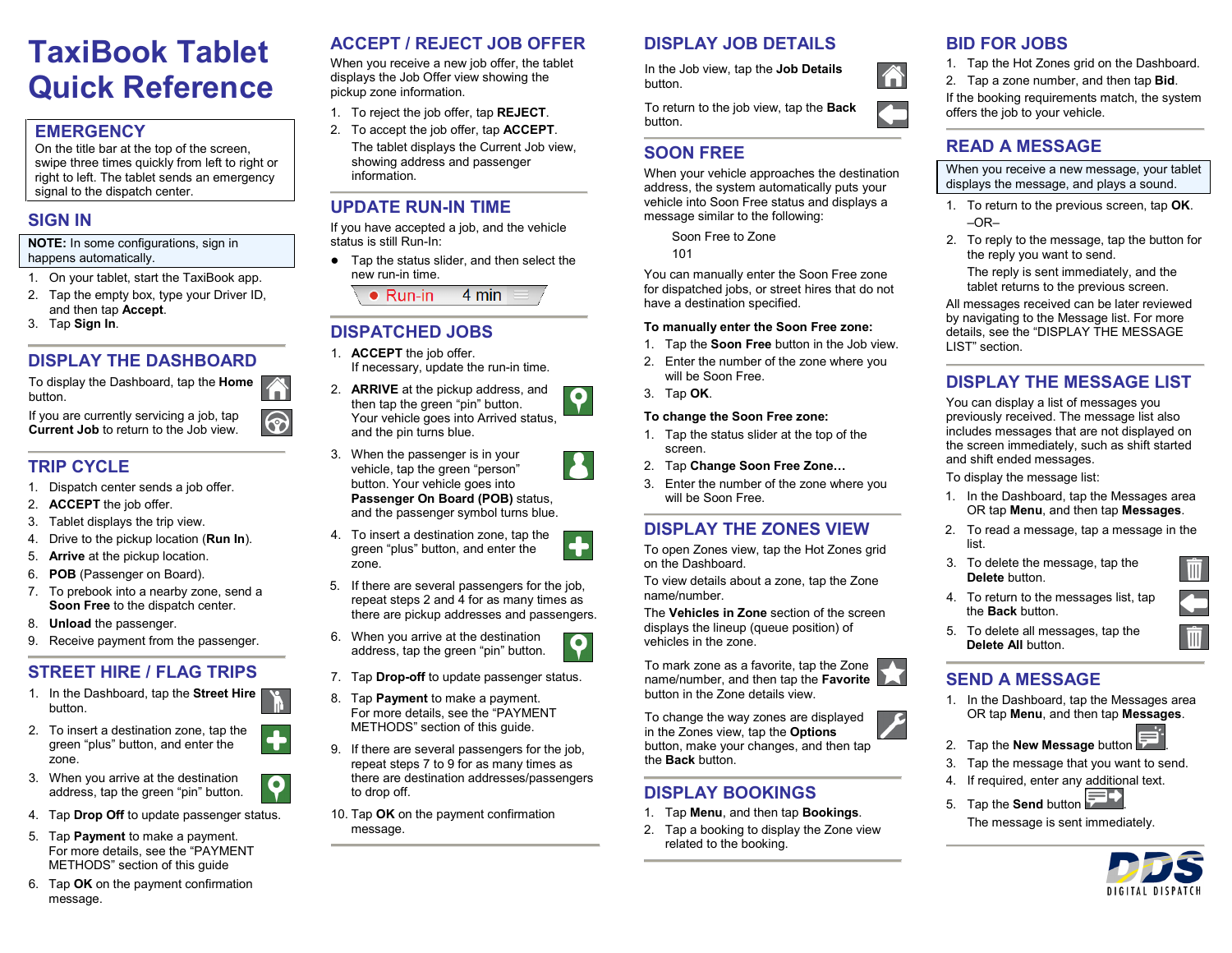# TaxiBook Tablet Quick Reference

## EMERGENCY

On the title bar at the top of the screen, swipe three times quickly from left to right or right to left. The tablet sends an emergency signal to the dispatch center.

## SIGN IN

**NOTE:** In some configurations, sign in happens automatically.

1. On your tablet, start the TaxiBook app.
2. Tap the empty box, type your Driver ID, and then tap **Accept**.
3. Tap **Sign In**.

## DISPLAY THE DASHBOARD

To display the Dashboard, tap the **Home** button.

If you are currently servicing a job, tap **Current Job** to return to the Job view.

## TRIP CYCLE

1. Dispatch center sends a job offer.
2. **ACCEPT** the job offer.
3. Tablet displays the trip view.
4. Drive to the pickup location (**Run In**).
5. **Arrive** at the pickup location.
6. **POB** (Passenger on Board).
7. To prebook into a nearby zone, send a **Soon Free** to the dispatch center.
8. **Unload** the passenger.
9. Receive payment from the passenger.

## STREET HIRE / FLAG TRIPS

1. In the Dashboard, tap the **Street Hire** button.
2. To insert a destination zone, tap the green “plus” button, and enter the zone.
3. When you arrive at the destination address, tap the green “pin” button.
4. Tap **Drop Off** to update passenger status.
5. Tap **Payment** to make a payment. For more details, see the “PAYMENT METHODS” section of this guide
6. Tap **OK** on the payment confirmation message.

## ACCEPT / REJECT JOB OFFER

When you receive a new job offer, the tablet displays the Job Offer view showing the pickup zone information.

1. To reject the job offer, tap **REJECT**.
2. To accept the job offer, tap **ACCEPT**. The tablet displays the Current Job view, showing address and passenger information.

## UPDATE RUN-IN TIME

If you have accepted a job, and the vehicle status is still Run-In:

- Tap the status slider, and then select the new run-in time.

Run-in 4 min

## DISPATCHED JOBS

1. **ACCEPT** the job offer. If necessary, update the run-in time.
2. **ARRIVE** at the pickup address, and then tap the green “pin” button. Your vehicle goes into Arrived status, and the pin turns blue.
3. When the passenger is in your vehicle, tap the green “person” button. Your vehicle goes into **Passenger On Board (POB)** status, and the passenger symbol turns blue.
4. To insert a destination zone, tap the green “plus” button, and enter the zone.
5. If there are several passengers for the job, repeat steps 2 and 4 for as many times as there are pickup addresses and passengers.
6. When you arrive at the destination address, tap the green “pin” button.
7. Tap **Drop-off** to update passenger status.
8. Tap **Payment** to make a payment. For more details, see the “PAYMENT METHODS” section of this guide.
9. If there are several passengers for the job, repeat steps 7 to 9 for as many times as there are destination addresses/passengers to drop off.
10. Tap **OK** on the payment confirmation message.

## DISPLAY JOB DETAILS

In the Job view, tap the **Job Details** button.

To return to the job view, tap the **Back** button.

## SOON FREE

When your vehicle approaches the destination address, the system automatically puts your vehicle into Soon Free status and displays a message similar to the following:

Soon Free to Zone
101

You can manually enter the Soon Free zone for dispatched jobs, or street hires that do not have a destination specified.

**To manually enter the Soon Free zone:**

1. Tap the **Soon Free** button in the Job view.
2. Enter the number of the zone where you will be Soon Free.
3. Tap **OK**.

**To change the Soon Free zone:**

1. Tap the status slider at the top of the screen.
2. Tap **Change Soon Free Zone…**
3. Enter the number of the zone where you will be Soon Free.

## DISPLAY THE ZONES VIEW

To open Zones view, tap the Hot Zones grid on the Dashboard.

To view details about a zone, tap the Zone name/number.

The **Vehicles in Zone** section of the screen displays the lineup (queue position) of vehicles in the zone.

To mark zone as a favorite, tap the Zone name/number, and then tap the **Favorite** button in the Zone details view.

To change the way zones are displayed in the Zones view, tap the **Options** button, make your changes, and then tap the **Back** button.

## DISPLAY BOOKINGS

1. Tap **Menu**, and then tap **Bookings**.
2. Tap a booking to display the Zone view related to the booking.

## BID FOR JOBS

1. Tap the Hot Zones grid on the Dashboard.
2. Tap a zone number, and then tap **Bid**.

If the booking requirements match, the system offers the job to your vehicle.

## READ A MESSAGE

When you receive a new message, your tablet displays the message, and plays a sound.

1. To return to the previous screen, tap **OK**.

   –OR–

2. To reply to the message, tap the button for the reply you want to send. The reply is sent immediately, and the tablet returns to the previous screen.

All messages received can be later reviewed by navigating to the Message list. For more details, see the “DISPLAY THE MESSAGE LIST” section.

## DISPLAY THE MESSAGE LIST

You can display a list of messages you previously received. The message list also includes messages that are not displayed on the screen immediately, such as shift started and shift ended messages.

To display the message list:

1. In the Dashboard, tap the Messages area OR tap **Menu**, and then tap **Messages**.
2. To read a message, tap a message in the list.
3. To delete the message, tap the **Delete** button.
4. To return to the messages list, tap the **Back** button.
5. To delete all messages, tap the **Delete All** button.

## SEND A MESSAGE

1. In the Dashboard, tap the Messages area OR tap **Menu**, and then tap **Messages**.
2. Tap the **New Message** button.
3. Tap the message that you want to send.
4. If required, enter any additional text.
5. Tap the **Send** button. The message is sent immediately.

DDS DIGITAL DISPATCH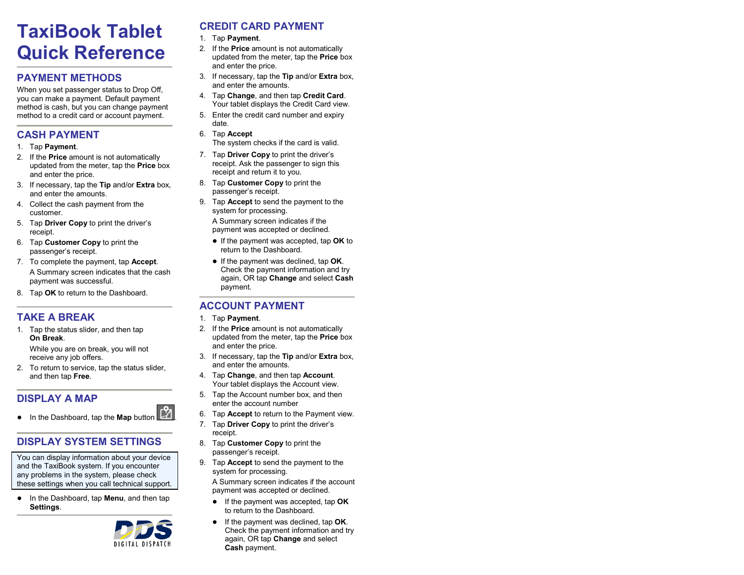# TaxiBook Tablet Quick Reference

## PAYMENT METHODS

When you set passenger status to Drop Off, you can make a payment. Default payment method is cash, but you can change payment method to a credit card or account payment.

## CASH PAYMENT

1. Tap **Payment**.
2. If the **Price** amount is not automatically updated from the meter, tap the **Price** box and enter the price.
3. If necessary, tap the **Tip** and/or **Extra** box, and enter the amounts.
4. Collect the cash payment from the customer.
5. Tap **Driver Copy** to print the driver's receipt.
6. Tap **Customer Copy** to print the passenger's receipt.
7. To complete the payment, tap **Accept**.

   A Summary screen indicates that the cash payment was successful.
8. Tap **OK** to return to the Dashboard.

## TAKE A BREAK

1. Tap the status slider, and then tap **On Break**.

   While you are on break, you will not receive any job offers.
2. To return to service, tap the status slider, and then tap **Free**.

## DISPLAY A MAP

- In the Dashboard, tap the **Map** button.

## DISPLAY SYSTEM SETTINGS

You can display information about your device and the TaxiBook system. If you encounter any problems in the system, please check these settings when you call technical support.

- In the Dashboard, tap **Menu**, and then tap **Settings**.

DDS DIGITAL DISPATCH

## CREDIT CARD PAYMENT

1. Tap **Payment**.
2. If the **Price** amount is not automatically updated from the meter, tap the **Price** box and enter the price.
3. If necessary, tap the **Tip** and/or **Extra** box, and enter the amounts.
4. Tap **Change**, and then tap **Credit Card**. Your tablet displays the Credit Card view.
5. Enter the credit card number and expiry date.
6. Tap **Accept**

   The system checks if the card is valid.
7. Tap **Driver Copy** to print the driver's receipt. Ask the passenger to sign this receipt and return it to you.
8. Tap **Customer Copy** to print the passenger's receipt.
9. Tap **Accept** to send the payment to the system for processing.

   A Summary screen indicates if the payment was accepted or declined.
   - If the payment was accepted, tap **OK** to return to the Dashboard.
   - If the payment was declined, tap **OK**. Check the payment information and try again, OR tap **Change** and select **Cash** payment.

## ACCOUNT PAYMENT

1. Tap **Payment**.
2. If the **Price** amount is not automatically updated from the meter, tap the **Price** box and enter the price.
3. If necessary, tap the **Tip** and/or **Extra** box, and enter the amounts.
4. Tap **Change**, and then tap **Account**. Your tablet displays the Account view.
5. Tap the Account number box, and then enter the account number
6. Tap **Accept** to return to the Payment view.
7. Tap **Driver Copy** to print the driver's receipt.
8. Tap **Customer Copy** to print the passenger's receipt.
9. Tap **Accept** to send the payment to the system for processing.

   A Summary screen indicates if the account payment was accepted or declined.
   - If the payment was accepted, tap **OK** to return to the Dashboard.
   - If the payment was declined, tap **OK**. Check the payment information and try again, OR tap **Change** and select **Cash** payment.